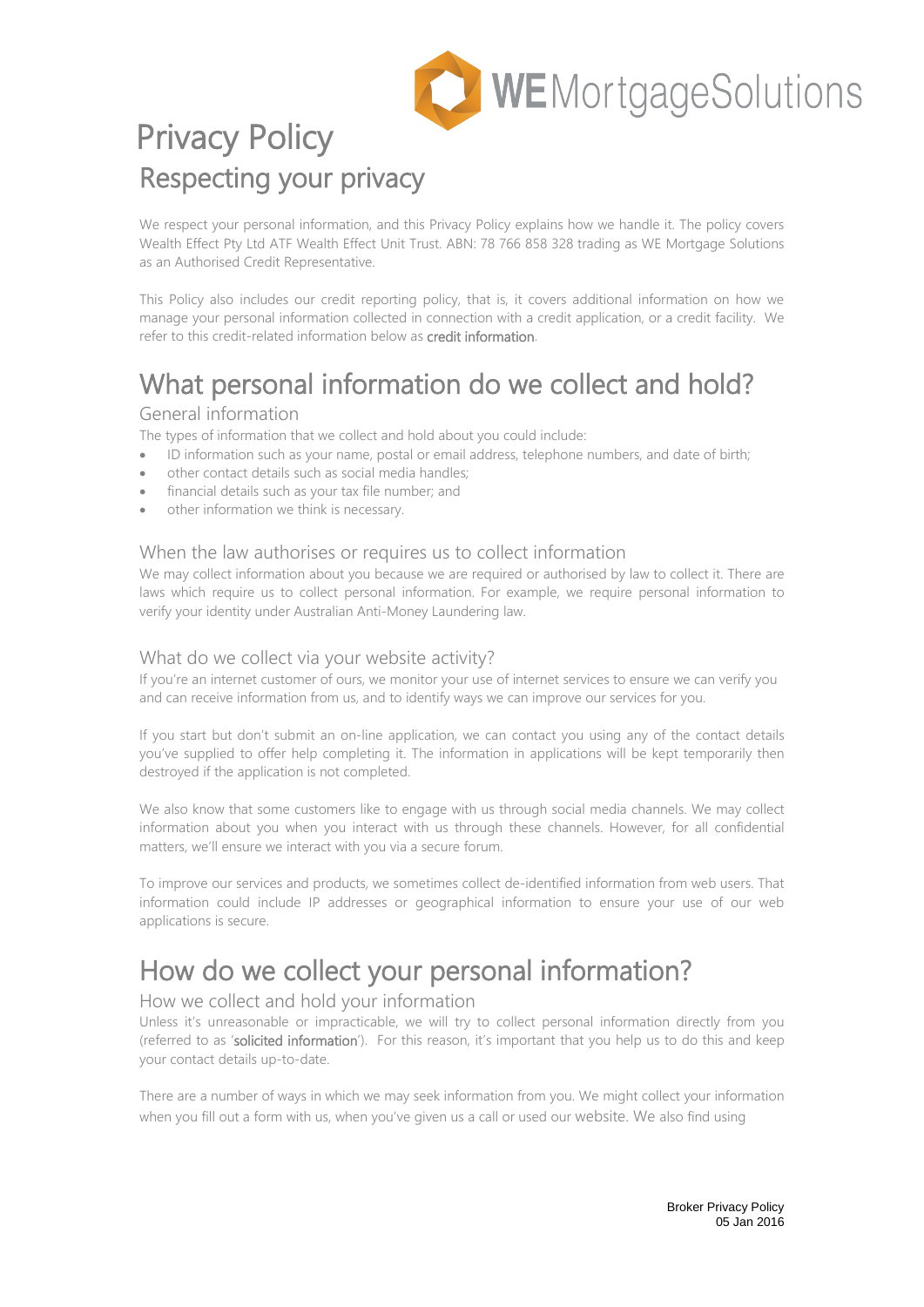# Privacy Policy

## Respecting your privacy

We respect your personal information, and this Privacy Policy explains how we handle it. The policy covers Wealth Effect Pty Ltd ATF Wealth Effect Unit Trust. ABN: 78 766 858 328 trading as WE Mortgage Solutions as an Authorised Credit Representative.

This Policy also includes our credit reporting policy, that is, it covers additional information on how we manage your personal information collected in connection with a credit application, or a credit facility. We refer to this credit-related information below as **credit information**.

# What personal information do we collect and hold?

### General information

The types of information that we collect and hold about you could include:

- ID information such as your name, postal or email address, telephone numbers, and date of birth;
- other contact details such as social media handles;
- financial details such as your tax file number; and
- other information we think is necessary.

### When the law authorises or requires us to collect information

We may collect information about you because we are required or authorised by law to collect it. There are laws which require us to collect personal information. For example, we require personal information to verify your identity under Australian Anti-Money Laundering law.

### What do we collect via your website activity?

If you're an internet customer of ours, we monitor your use of internet services to ensure we can verify you and can receive information from us, and to identify ways we can improve our services for you.

If you start but don't submit an on-line application, we can contact you using any of the contact details you've supplied to offer help completing it. The information in applications will be kept temporarily then destroyed if the application is not completed.

We also know that some customers like to engage with us through social media channels. We may collect information about you when you interact with us through these channels. However, for all confidential matters, we'll ensure we interact with you via a secure forum.

To improve our services and products, we sometimes collect de-identified information from web users. That information could include IP addresses or geographical information to ensure your use of our web applications is secure.

# How do we collect your personal information?

### How we collect and hold your information

Unless it's unreasonable or impracticable, we will try to collect personal information directly from you (referred to as '**solicited information**'). For this reason, it's important that you help us to do this and keep your contact details up-to-date.

There are a number of ways in which we may seek information from you. We might collect your information when you fill out a form with us, when you've given us a call or used our website. We also find using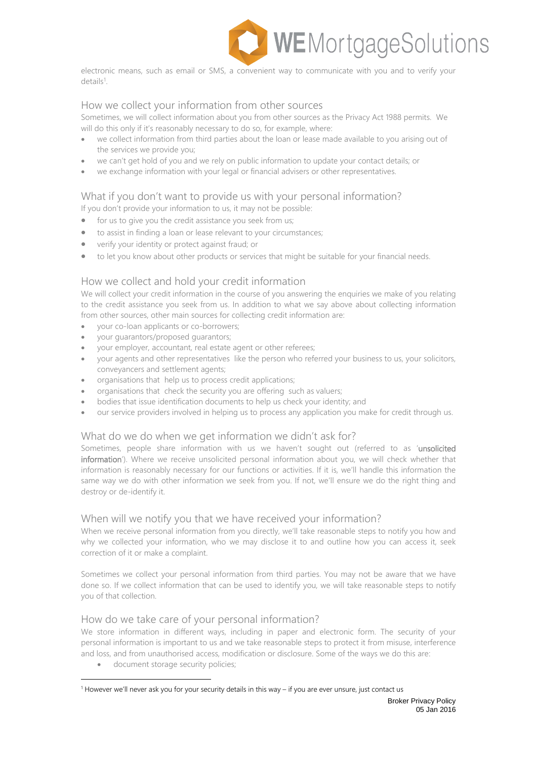electronic means, such as email or SMS, a convenient way to communicate with you and to verify your details[1].

## How we collect your information from other sources

Sometimes, we will collect information about you from other sources as the Privacy Act 1988 permits. We will do this only if it's reasonably necessary to do so, for example, where:

- we collect information from third parties about the loan or lease made available to you arising out of the services we provide you;
- we can't get hold of you and we rely on public information to update your contact details; or
- we exchange information with your legal or financial advisers or other representatives.

## What if you don't want to provide us with your personal information?

If you don't provide your information to us, it may not be possible:

- for us to give you the credit assistance you seek from us;
- to assist in finding a loan or lease relevant to your circumstances;
- verify your identity or protect against fraud; or
- to let you know about other products or services that might be suitable for your financial needs.

## How we collect and hold your credit information

We will collect your credit information in the course of you answering the enquiries we make of you relating to the credit assistance you seek from us. In addition to what we say above about collecting information from other sources, other main sources for collecting credit information are:

- your co-loan applicants or co-borrowers;
- your guarantors/proposed guarantors;
- your employer, accountant, real estate agent or other referees;
- your agents and other representatives like the person who referred your business to us, your solicitors, conveyancers and settlement agents;
- organisations that help us to process credit applications;
- organisations that check the security you are offering such as valuers;
- bodies that issue identification documents to help us check your identity; and
- our service providers involved in helping us to process any application you make for credit through us.

## What do we do when we get information we didn't ask for?

Sometimes, people share information with us we haven't sought out (referred to as '**unsolicited information**'). Where we receive unsolicited personal information about you, we will check whether that information is reasonably necessary for our functions or activities. If it is, we'll handle this information the same way we do with other information we seek from you. If not, we'll ensure we do the right thing and destroy or de-identify it.

## When will we notify you that we have received your information?

When we receive personal information from you directly, we'll take reasonable steps to notify you how and why we collected your information, who we may disclose it to and outline how you can access it, seek correction of it or make a complaint.

Sometimes we collect your personal information from third parties. You may not be aware that we have done so. If we collect information that can be used to identify you, we will take reasonable steps to notify you of that collection.

## How do we take care of your personal information?

We store information in different ways, including in paper and electronic form. The security of your personal information is important to us and we take reasonable steps to protect it from misuse, interference and loss, and from unauthorised access, modification or disclosure. Some of the ways we do this are:

- document storage security policies;

[1] However we'll never ask you for your security details in this way – if you are ever unsure, just contact us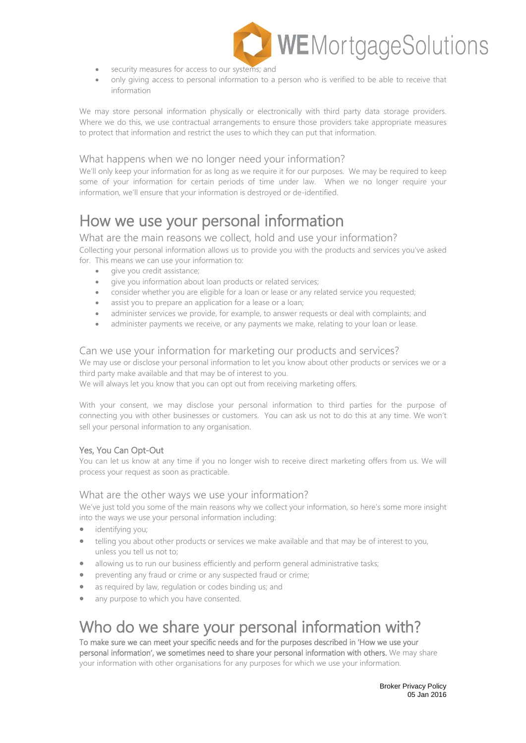- security measures for access to our systems; and
- only giving access to personal information to a person who is verified to be able to receive that information

We may store personal information physically or electronically with third party data storage providers. Where we do this, we use contractual arrangements to ensure those providers take appropriate measures to protect that information and restrict the uses to which they can put that information.

### What happens when we no longer need your information?

We'll only keep your information for as long as we require it for our purposes. We may be required to keep some of your information for certain periods of time under law. When we no longer require your information, we'll ensure that your information is destroyed or de-identified.

# How we use your personal information

### What are the main reasons we collect, hold and use your information?

Collecting your personal information allows us to provide you with the products and services you've asked for. This means we can use your information to:

- give you credit assistance;
- give you information about loan products or related services;
- consider whether you are eligible for a loan or lease or any related service you requested;
- assist you to prepare an application for a lease or a loan;
- administer services we provide, for example, to answer requests or deal with complaints; and
- administer payments we receive, or any payments we make, relating to your loan or lease.

### Can we use your information for marketing our products and services?

We may use or disclose your personal information to let you know about other products or services we or a third party make available and that may be of interest to you.
We will always let you know that you can opt out from receiving marketing offers.

With your consent, we may disclose your personal information to third parties for the purpose of connecting you with other businesses or customers. You can ask us not to do this at any time. We won't sell your personal information to any organisation.

#### Yes, You Can Opt-Out

You can let us know at any time if you no longer wish to receive direct marketing offers from us. We will process your request as soon as practicable.

### What are the other ways we use your information?

We've just told you some of the main reasons why we collect your information, so here's some more insight into the ways we use your personal information including:

- identifying you;
- telling you about other products or services we make available and that may be of interest to you, unless you tell us not to;
- allowing us to run our business efficiently and perform general administrative tasks;
- preventing any fraud or crime or any suspected fraud or crime;
- as required by law, regulation or codes binding us; and
- any purpose to which you have consented.

# Who do we share your personal information with?

To make sure we can meet your specific needs and for the purposes described in 'How we use your personal information', we sometimes need to share your personal information with others. We may share your information with other organisations for any purposes for which we use your information.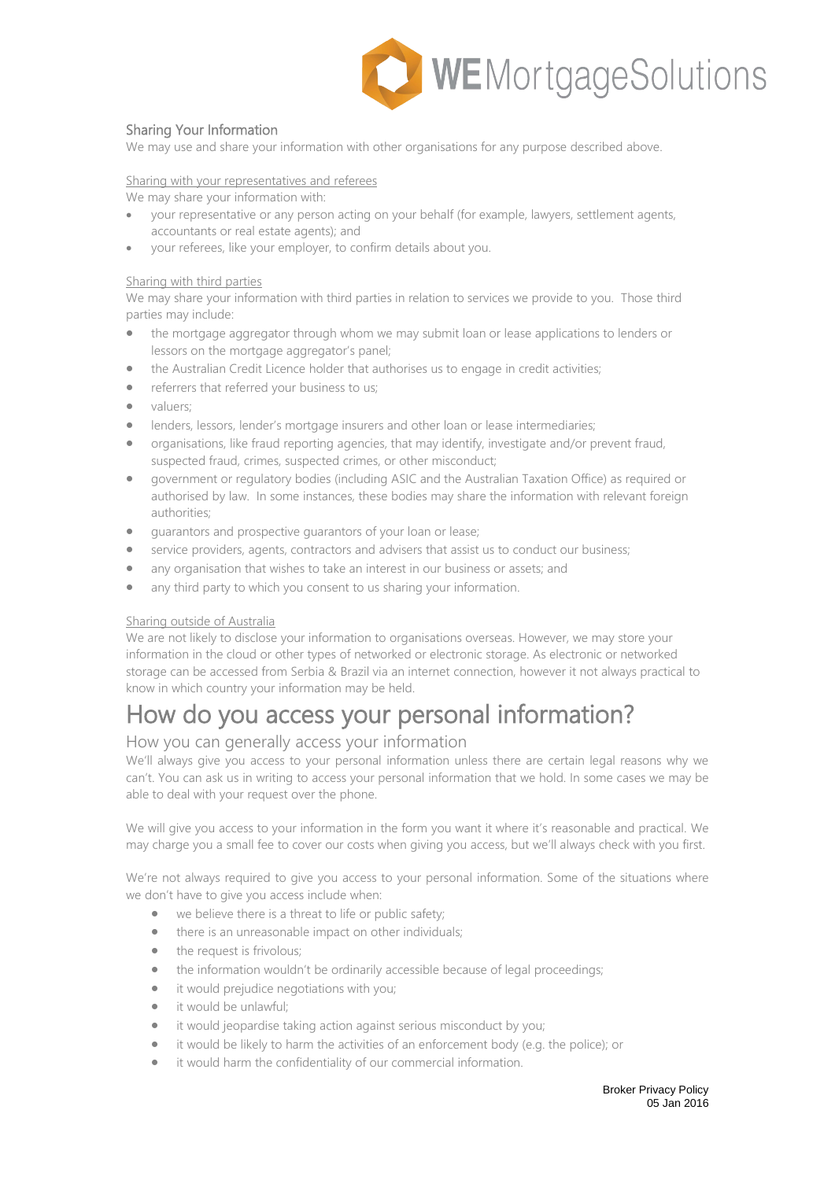## Sharing Your Information

We may use and share your information with other organisations for any purpose described above.

Sharing with your representatives and referees

We may share your information with:

- your representative or any person acting on your behalf (for example, lawyers, settlement agents, accountants or real estate agents); and
- your referees, like your employer, to confirm details about you.

Sharing with third parties

We may share your information with third parties in relation to services we provide to you. Those third parties may include:

- the mortgage aggregator through whom we may submit loan or lease applications to lenders or lessors on the mortgage aggregator's panel;
- the Australian Credit Licence holder that authorises us to engage in credit activities;
- referrers that referred your business to us;
- valuers;
- lenders, lessors, lender's mortgage insurers and other loan or lease intermediaries;
- organisations, like fraud reporting agencies, that may identify, investigate and/or prevent fraud, suspected fraud, crimes, suspected crimes, or other misconduct;
- government or regulatory bodies (including ASIC and the Australian Taxation Office) as required or authorised by law. In some instances, these bodies may share the information with relevant foreign authorities;
- guarantors and prospective guarantors of your loan or lease;
- service providers, agents, contractors and advisers that assist us to conduct our business;
- any organisation that wishes to take an interest in our business or assets; and
- any third party to which you consent to us sharing your information.

Sharing outside of Australia

We are not likely to disclose your information to organisations overseas. However, we may store your information in the cloud or other types of networked or electronic storage. As electronic or networked storage can be accessed from Serbia & Brazil via an internet connection, however it not always practical to know in which country your information may be held.

# How do you access your personal information?

## How you can generally access your information

We'll always give you access to your personal information unless there are certain legal reasons why we can't. You can ask us in writing to access your personal information that we hold. In some cases we may be able to deal with your request over the phone.

We will give you access to your information in the form you want it where it's reasonable and practical. We may charge you a small fee to cover our costs when giving you access, but we'll always check with you first.

We're not always required to give you access to your personal information. Some of the situations where we don't have to give you access include when:

- we believe there is a threat to life or public safety;
- there is an unreasonable impact on other individuals;
- the request is frivolous;
- the information wouldn't be ordinarily accessible because of legal proceedings;
- it would prejudice negotiations with you;
- it would be unlawful;
- it would jeopardise taking action against serious misconduct by you;
- it would be likely to harm the activities of an enforcement body (e.g. the police); or
- it would harm the confidentiality of our commercial information.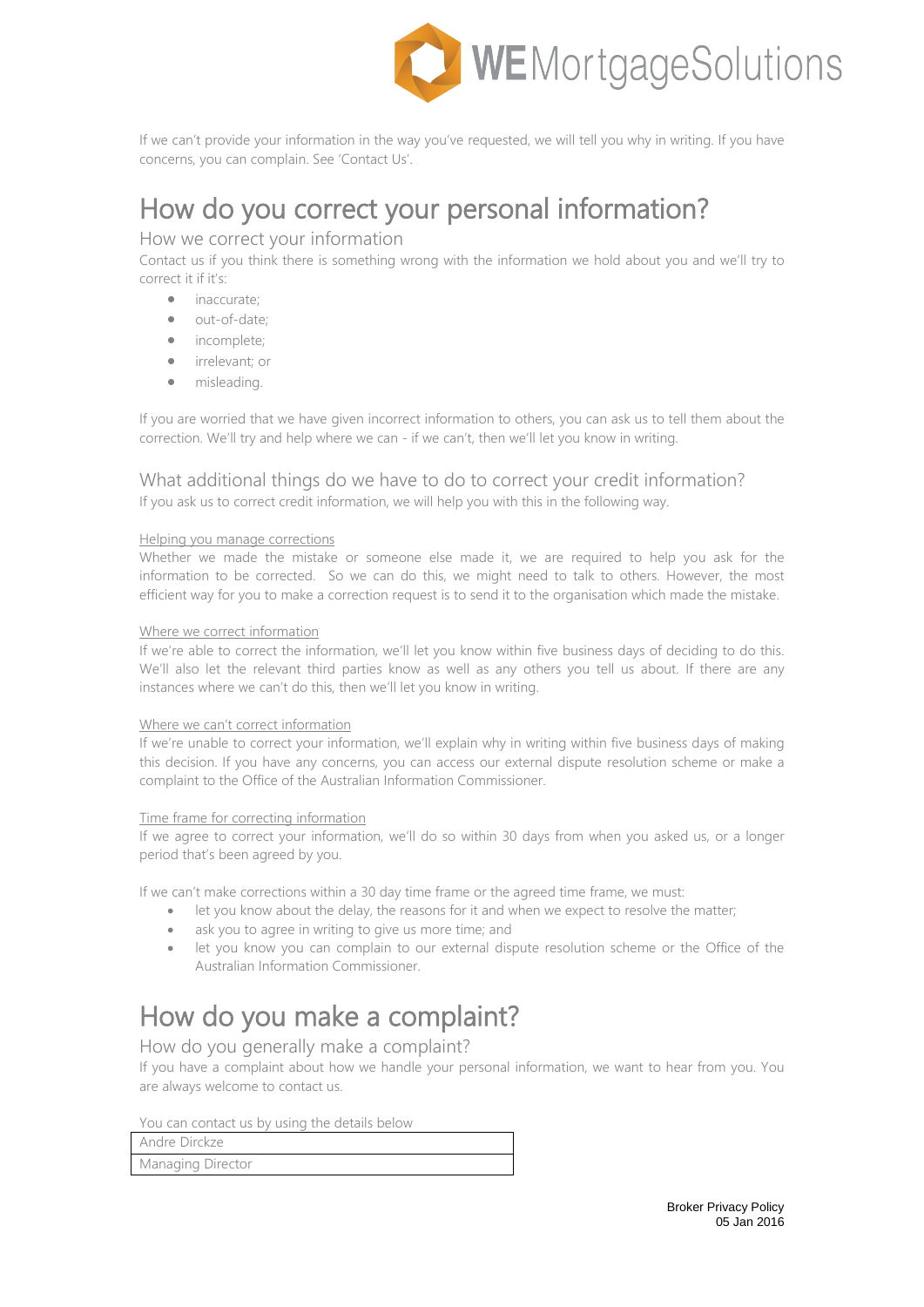If we can't provide your information in the way you've requested, we will tell you why in writing. If you have concerns, you can complain. See 'Contact Us'.

# How do you correct your personal information?

## How we correct your information

Contact us if you think there is something wrong with the information we hold about you and we'll try to correct it if it's:

- inaccurate;
- out-of-date;
- incomplete;
- irrelevant; or
- misleading.

If you are worried that we have given incorrect information to others, you can ask us to tell them about the correction. We'll try and help where we can - if we can't, then we'll let you know in writing.

## What additional things do we have to do to correct your credit information?

If you ask us to correct credit information, we will help you with this in the following way.

Helping you manage corrections

Whether we made the mistake or someone else made it, we are required to help you ask for the information to be corrected. So we can do this, we might need to talk to others. However, the most efficient way for you to make a correction request is to send it to the organisation which made the mistake.

Where we correct information

If we're able to correct the information, we'll let you know within five business days of deciding to do this. We'll also let the relevant third parties know as well as any others you tell us about. If there are any instances where we can't do this, then we'll let you know in writing.

Where we can't correct information

If we're unable to correct your information, we'll explain why in writing within five business days of making this decision. If you have any concerns, you can access our external dispute resolution scheme or make a complaint to the Office of the Australian Information Commissioner.

Time frame for correcting information

If we agree to correct your information, we'll do so within 30 days from when you asked us, or a longer period that's been agreed by you.

If we can't make corrections within a 30 day time frame or the agreed time frame, we must:

- let you know about the delay, the reasons for it and when we expect to resolve the matter;
- ask you to agree in writing to give us more time; and
- let you know you can complain to our external dispute resolution scheme or the Office of the Australian Information Commissioner.

# How do you make a complaint?

## How do you generally make a complaint?

If you have a complaint about how we handle your personal information, we want to hear from you. You are always welcome to contact us.

You can contact us by using the details below

| Andre Dirckze |
|---|
| Managing Director |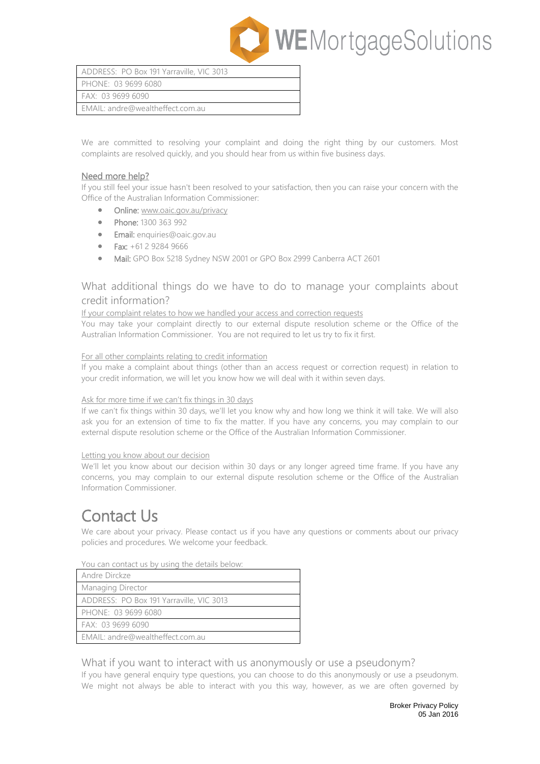| ADDRESS: PO Box 191 Yarraville, VIC 3013 |
| --- |
| PHONE: 03 9699 6080 |
| FAX: 03 9699 6090 |
| EMAIL: andre@wealtheffect.com.au |

We are committed to resolving your complaint and doing the right thing by our customers. Most complaints are resolved quickly, and you should hear from us within five business days.

### Need more help?

If you still feel your issue hasn't been resolved to your satisfaction, then you can raise your concern with the Office of the Australian Information Commissioner:

- **Online:** www.oaic.gov.au/privacy
- **Phone:** 1300 363 992
- **Email:** enquiries@oaic.gov.au
- **Fax:** +61 2 9284 9666
- **Mail:** GPO Box 5218 Sydney NSW 2001 or GPO Box 2999 Canberra ACT 2601

## What additional things do we have to do to manage your complaints about credit information?

If your complaint relates to how we handled your access and correction requests

You may take your complaint directly to our external dispute resolution scheme or the Office of the Australian Information Commissioner. You are not required to let us try to fix it first.

For all other complaints relating to credit information

If you make a complaint about things (other than an access request or correction request) in relation to your credit information, we will let you know how we will deal with it within seven days.

Ask for more time if we can't fix things in 30 days

If we can't fix things within 30 days, we'll let you know why and how long we think it will take. We will also ask you for an extension of time to fix the matter. If you have any concerns, you may complain to our external dispute resolution scheme or the Office of the Australian Information Commissioner.

Letting you know about our decision

We'll let you know about our decision within 30 days or any longer agreed time frame. If you have any concerns, you may complain to our external dispute resolution scheme or the Office of the Australian Information Commissioner.

# Contact Us

We care about your privacy. Please contact us if you have any questions or comments about our privacy policies and procedures. We welcome your feedback.

You can contact us by using the details below:

| Andre Dirckze |
| --- |
| Managing Director |
| ADDRESS: PO Box 191 Yarraville, VIC 3013 |
| PHONE: 03 9699 6080 |
| FAX: 03 9699 6090 |
| EMAIL: andre@wealtheffect.com.au |

## What if you want to interact with us anonymously or use a pseudonym?

If you have general enquiry type questions, you can choose to do this anonymously or use a pseudonym. We might not always be able to interact with you this way, however, as we are often governed by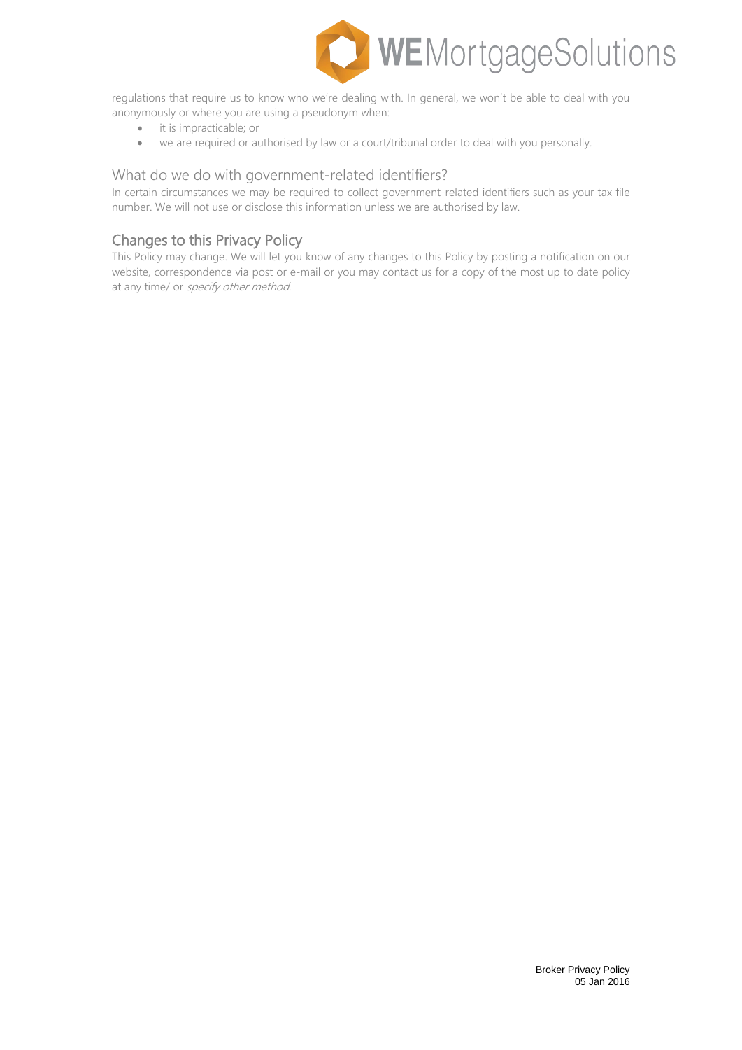regulations that require us to know who we're dealing with. In general, we won't be able to deal with you anonymously or where you are using a pseudonym when:

- it is impracticable; or
- we are required or authorised by law or a court/tribunal order to deal with you personally.

## What do we do with government-related identifiers?

In certain circumstances we may be required to collect government-related identifiers such as your tax file number. We will not use or disclose this information unless we are authorised by law.

## Changes to this Privacy Policy

This Policy may change. We will let you know of any changes to this Policy by posting a notification on our website, correspondence via post or e-mail or you may contact us for a copy of the most up to date policy at any time/ or *specify other method*.